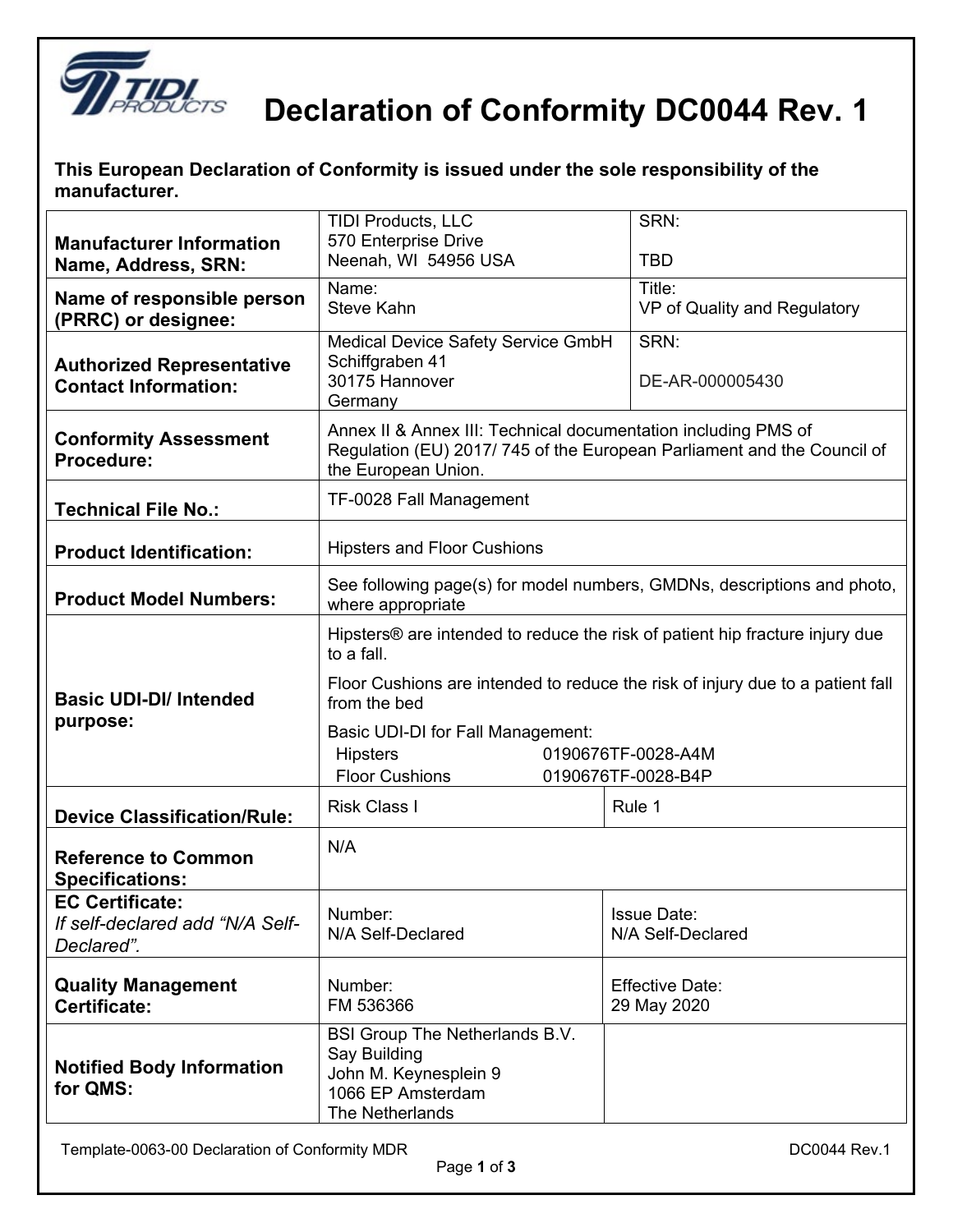# Declaration of Conformity DC0044 Rev. 1

**This European Declaration of Conformity is issued under the sole responsibility of the manufacturer.**

| | | |
|---|---|---|
| **Manufacturer Information Name, Address, SRN:** | TIDI Products, LLC<br>570 Enterprise Drive<br>Neenah, WI 54956 USA | SRN:<br><br>TBD |
| **Name of responsible person (PRRC) or designee:** | Name:<br>Steve Kahn | Title:<br>VP of Quality and Regulatory |
| **Authorized Representative Contact Information:** | Medical Device Safety Service GmbH<br>Schiffgraben 41<br>30175 Hannover<br>Germany | SRN:<br><br>DE-AR-000005430 |
| **Conformity Assessment Procedure:** | Annex II & Annex III: Technical documentation including PMS of Regulation (EU) 2017/ 745 of the European Parliament and the Council of the European Union. | |
| **Technical File No.:** | TF-0028 Fall Management | |
| **Product Identification:** | Hipsters and Floor Cushions | |
| **Product Model Numbers:** | See following page(s) for model numbers, GMDNs, descriptions and photo, where appropriate | |
| **Basic UDI-DI/ Intended purpose:** | Hipsters® are intended to reduce the risk of patient hip fracture injury due to a fall.<br><br>Floor Cushions are intended to reduce the risk of injury due to a patient fall from the bed<br><br>Basic UDI-DI for Fall Management:<br>Hipsters 0190676TF-0028-A4M<br>Floor Cushions 0190676TF-0028-B4P | |
| **Device Classification/Rule:** | Risk Class I | Rule 1 |
| **Reference to Common Specifications:** | N/A | |
| **EC Certificate:**<br>*If self-declared add "N/A Self-Declared".* | Number:<br>N/A Self-Declared | Issue Date:<br>N/A Self-Declared |
| **Quality Management Certificate:** | Number:<br>FM 536366 | Effective Date:<br>29 May 2020 |
| **Notified Body Information for QMS:** | BSI Group The Netherlands B.V.<br>Say Building<br>John M. Keynesplein 9<br>1066 EP Amsterdam<br>The Netherlands | |

Template-0063-00 Declaration of Conformity MDR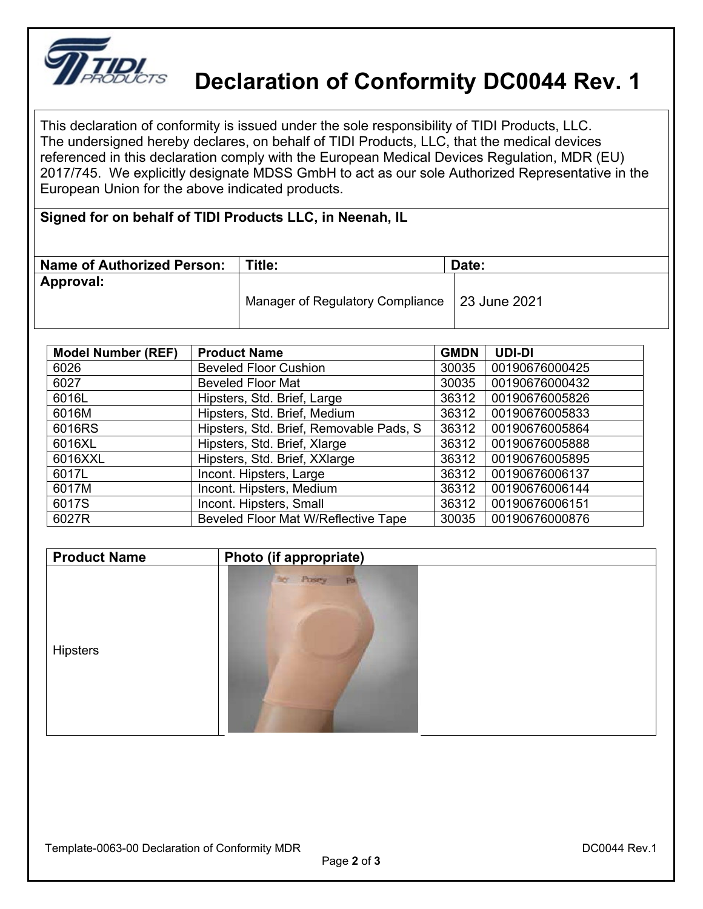# Declaration of Conformity DC0044 Rev. 1

This declaration of conformity is issued under the sole responsibility of TIDI Products, LLC. The undersigned hereby declares, on behalf of TIDI Products, LLC, that the medical devices referenced in this declaration comply with the European Medical Devices Regulation, MDR (EU) 2017/745. We explicitly designate MDSS GmbH to act as our sole Authorized Representative in the European Union for the above indicated products.

**Signed for on behalf of TIDI Products LLC, in Neenah, IL**

| Name of Authorized Person: | Title: | Date: |
|---|---|---|
| **Approval:** | Manager of Regulatory Compliance | 23 June 2021 |

| Model Number (REF) | Product Name | GMDN | UDI-DI |
|---|---|---|---|
| 6026 | Beveled Floor Cushion | 30035 | 00190676000425 |
| 6027 | Beveled Floor Mat | 30035 | 00190676000432 |
| 6016L | Hipsters, Std. Brief, Large | 36312 | 00190676005826 |
| 6016M | Hipsters, Std. Brief, Medium | 36312 | 00190676005833 |
| 6016RS | Hipsters, Std. Brief, Removable Pads, S | 36312 | 00190676005864 |
| 6016XL | Hipsters, Std. Brief, Xlarge | 36312 | 00190676005888 |
| 6016XXL | Hipsters, Std. Brief, XXlarge | 36312 | 00190676005895 |
| 6017L | Incont. Hipsters, Large | 36312 | 00190676006137 |
| 6017M | Incont. Hipsters, Medium | 36312 | 00190676006144 |
| 6017S | Incont. Hipsters, Small | 36312 | 00190676006151 |
| 6027R | Beveled Floor Mat W/Reflective Tape | 30035 | 00190676000876 |

| Product Name | Photo (if appropriate) |
|---|---|
| Hipsters | |

Template-0063-00 Declaration of Conformity MDR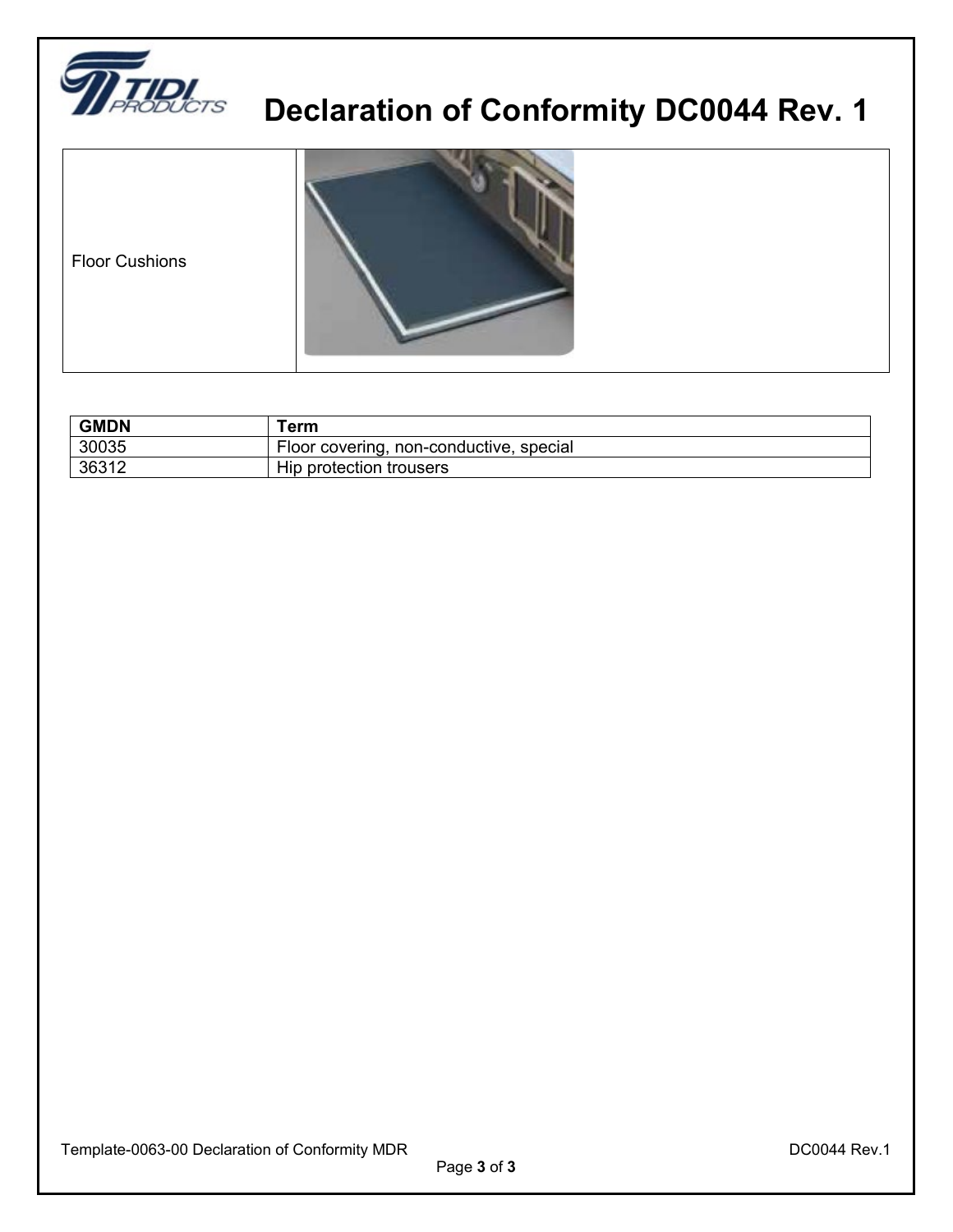# Declaration of Conformity DC0044 Rev. 1

| | |
|---|---|
| Floor Cushions | |

| GMDN | Term |
|---|---|
| 30035 | Floor covering, non-conductive, special |
| 36312 | Hip protection trousers |

Template-0063-00 Declaration of Conformity MDR